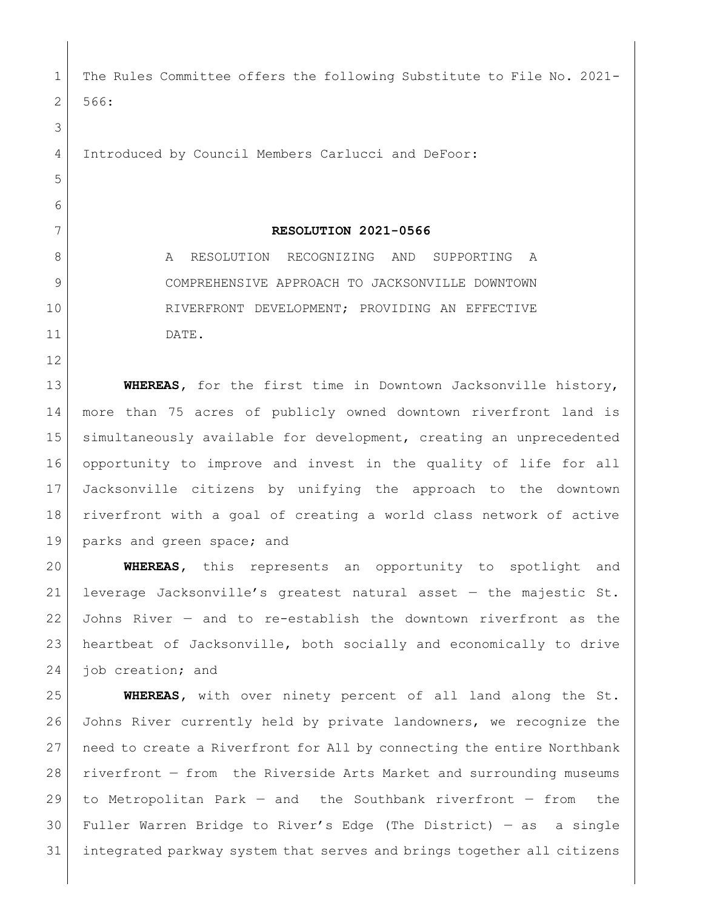The Rules Committee offers the following Substitute to File No. 2021-566:

Introduced by Council Members Carlucci and DeFoor:

**RESOLUTION 2021-0566**

A RESOLUTION RECOGNIZING AND SUPPORTING A COMPREHENSIVE APPROACH TO JACKSONVILLE DOWNTOWN RIVERFRONT DEVELOPMENT; PROVIDING AN EFFECTIVE DATE.

**WHEREAS**, for the first time in Downtown Jacksonville history, more than 75 acres of publicly owned downtown riverfront land is simultaneously available for development, creating an unprecedented opportunity to improve and invest in the quality of life for all Jacksonville citizens by unifying the approach to the downtown riverfront with a goal of creating a world class network of active parks and green space; and

**WHEREAS**, this represents an opportunity to spotlight and leverage Jacksonville's greatest natural asset — the majestic St. Johns River — and to re-establish the downtown riverfront as the heartbeat of Jacksonville, both socially and economically to drive job creation; and

**WHEREAS**, with over ninety percent of all land along the St. Johns River currently held by private landowners, we recognize the need to create a Riverfront for All by connecting the entire Northbank riverfront — from the Riverside Arts Market and surrounding museums to Metropolitan Park — and the Southbank riverfront — from the Fuller Warren Bridge to River's Edge (The District) — as a single integrated parkway system that serves and brings together all citizens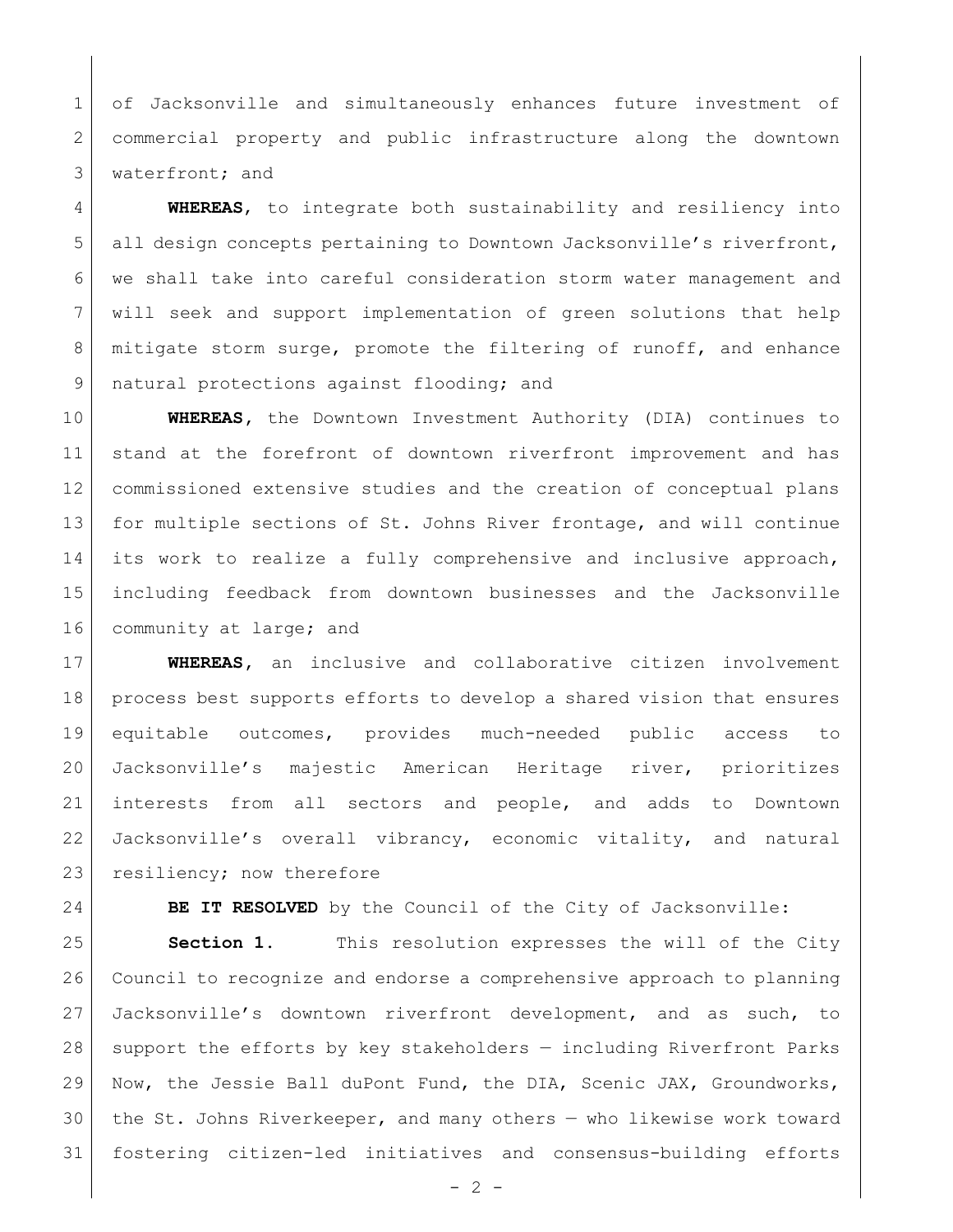of Jacksonville and simultaneously enhances future investment of commercial property and public infrastructure along the downtown waterfront; and

**WHEREAS**, to integrate both sustainability and resiliency into all design concepts pertaining to Downtown Jacksonville's riverfront, we shall take into careful consideration storm water management and will seek and support implementation of green solutions that help mitigate storm surge, promote the filtering of runoff, and enhance natural protections against flooding; and

**WHEREAS**, the Downtown Investment Authority (DIA) continues to stand at the forefront of downtown riverfront improvement and has commissioned extensive studies and the creation of conceptual plans for multiple sections of St. Johns River frontage, and will continue its work to realize a fully comprehensive and inclusive approach, including feedback from downtown businesses and the Jacksonville community at large; and

**WHEREAS**, an inclusive and collaborative citizen involvement process best supports efforts to develop a shared vision that ensures equitable outcomes, provides much-needed public access to Jacksonville's majestic American Heritage river, prioritizes interests from all sectors and people, and adds to Downtown Jacksonville's overall vibrancy, economic vitality, and natural resiliency; now therefore

**BE IT RESOLVED** by the Council of the City of Jacksonville:

**Section 1.** This resolution expresses the will of the City Council to recognize and endorse a comprehensive approach to planning Jacksonville's downtown riverfront development, and as such, to support the efforts by key stakeholders — including Riverfront Parks Now, the Jessie Ball duPont Fund, the DIA, Scenic JAX, Groundworks, the St. Johns Riverkeeper, and many others — who likewise work toward fostering citizen-led initiatives and consensus-building efforts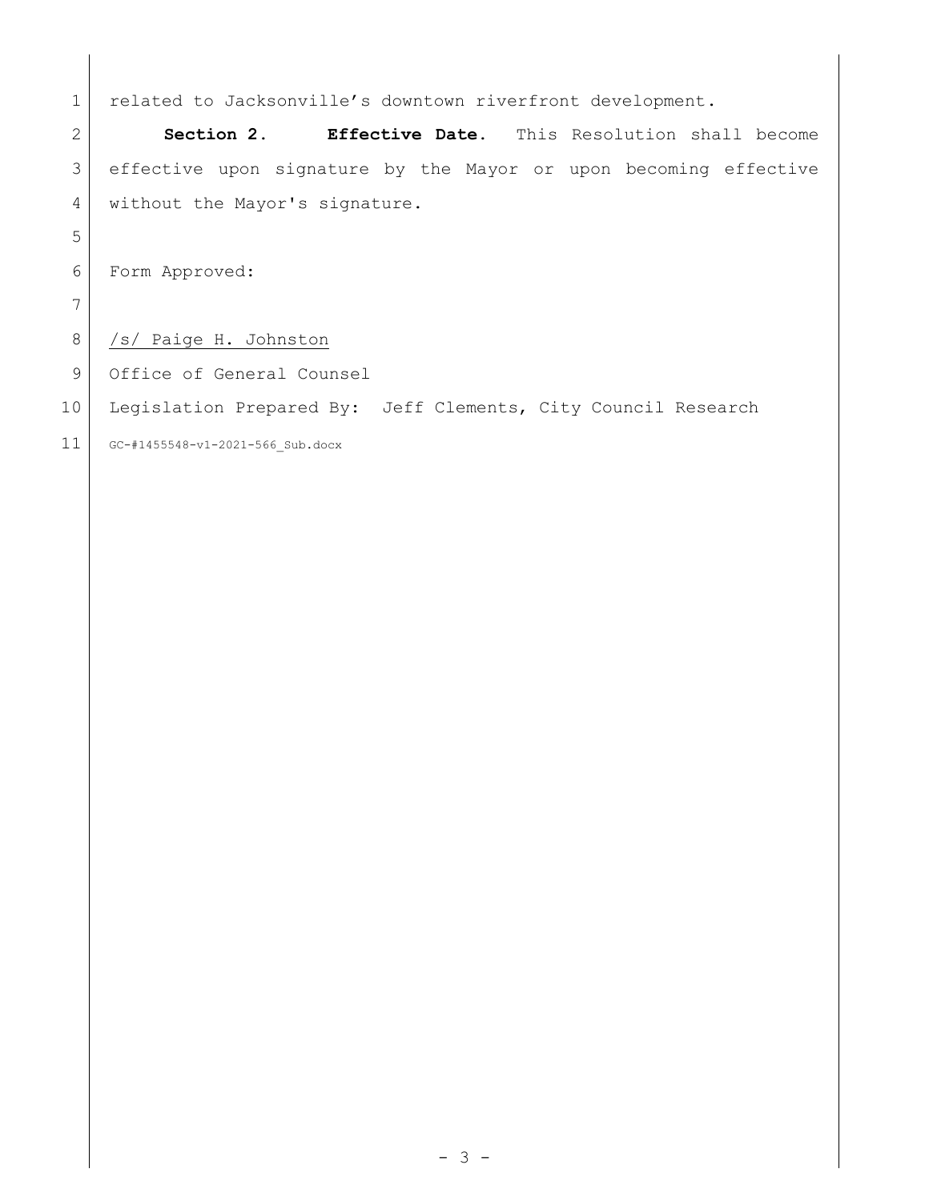related to Jacksonville's downtown riverfront development.

**Section 2. Effective Date.** This Resolution shall become effective upon signature by the Mayor or upon becoming effective without the Mayor's signature.

Form Approved:

/s/ Paige H. Johnston

Office of General Counsel

Legislation Prepared By: Jeff Clements, City Council Research

GC-#1455548-v1-2021-566_Sub.docx